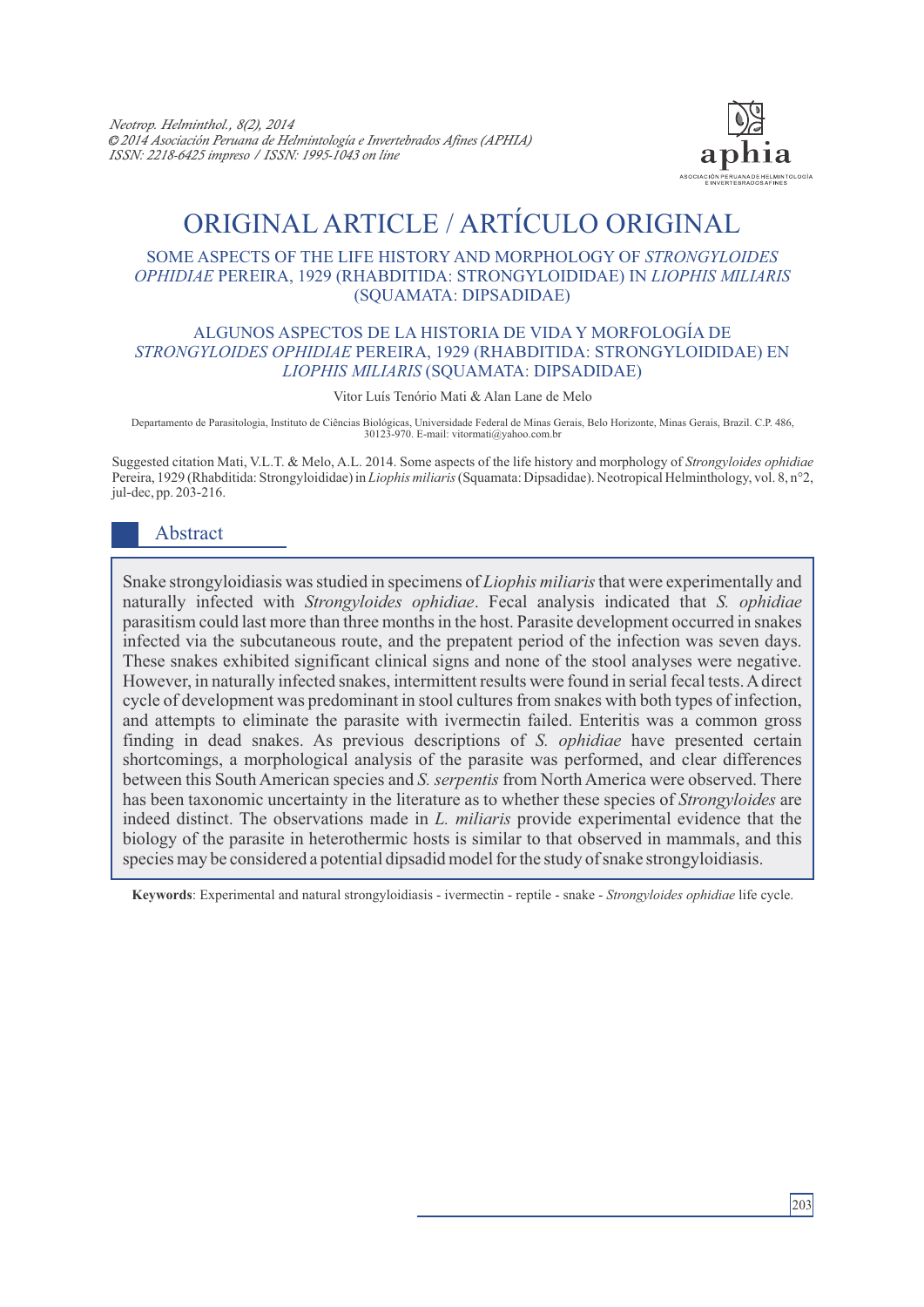# ORIGINAL ARTICLE / ARTÍCULO ORIGINAL

## SOME ASPECTS OF THE LIFE HISTORY AND MORPHOLOGY OF *STRONGYLOIDES OPHIDIAE* PEREIRA, 1929 (RHABDITIDA: STRONGYLOIDIDAE) IN *LIOPHIS MILIARIS* (SQUAMATA: DIPSADIDAE)

## ALGUNOS ASPECTOS DE LA HISTORIA DE VIDA Y MORFOLOGÍA DE *STRONGYLOIDES OPHIDIAE* PEREIRA, 1929 (RHABDITIDA: STRONGYLOIDIDAE) EN *LIOPHIS MILIARIS* (SQUAMATA: DIPSADIDAE)

Vitor Luís Tenório Mati & Alan Lane de Melo

Departamento de Parasitologia, Instituto de Ciências Biológicas, Universidade Federal de Minas Gerais, Belo Horizonte, Minas Gerais, Brazil. C.P. 486, 30123-970. E-mail: vitormati@yahoo.com.br

Suggested citation Mati, V.L.T. & Melo, A.L. 2014. Some aspects of the life history and morphology of *Strongyloides ophidiae* Pereira, 1929 (Rhabditida: Strongyloididae) in *Liophis miliaris* (Squamata: Dipsadidae). Neotropical Helminthology, vol. 8, n°2, jul-dec, pp. 203-216.

## Abstract

Snake strongyloidiasis was studied in specimens of *Liophis miliaris* that were experimentally and naturally infected with *Strongyloides ophidiae*. Fecal analysis indicated that *S. ophidiae* parasitism could last more than three months in the host. Parasite development occurred in snakes infected via the subcutaneous route, and the prepatent period of the infection was seven days. These snakes exhibited significant clinical signs and none of the stool analyses were negative. However, in naturally infected snakes, intermittent results were found in serial fecal tests. A direct cycle of development was predominant in stool cultures from snakes with both types of infection, and attempts to eliminate the parasite with ivermectin failed. Enteritis was a common gross finding in dead snakes. As previous descriptions of *S. ophidiae* have presented certain shortcomings, a morphological analysis of the parasite was performed, and clear differences between this South American species and *S. serpentis* from North America were observed. There has been taxonomic uncertainty in the literature as to whether these species of *Strongyloides* are indeed distinct. The observations made in *L. miliaris* provide experimental evidence that the biology of the parasite in heterothermic hosts is similar to that observed in mammals, and this species may be considered a potential dipsadid model for the study of snake strongyloidiasis.

**Keywords**: Experimental and natural strongyloidiasis - ivermectin - reptile - snake - *Strongyloides ophidiae* life cycle.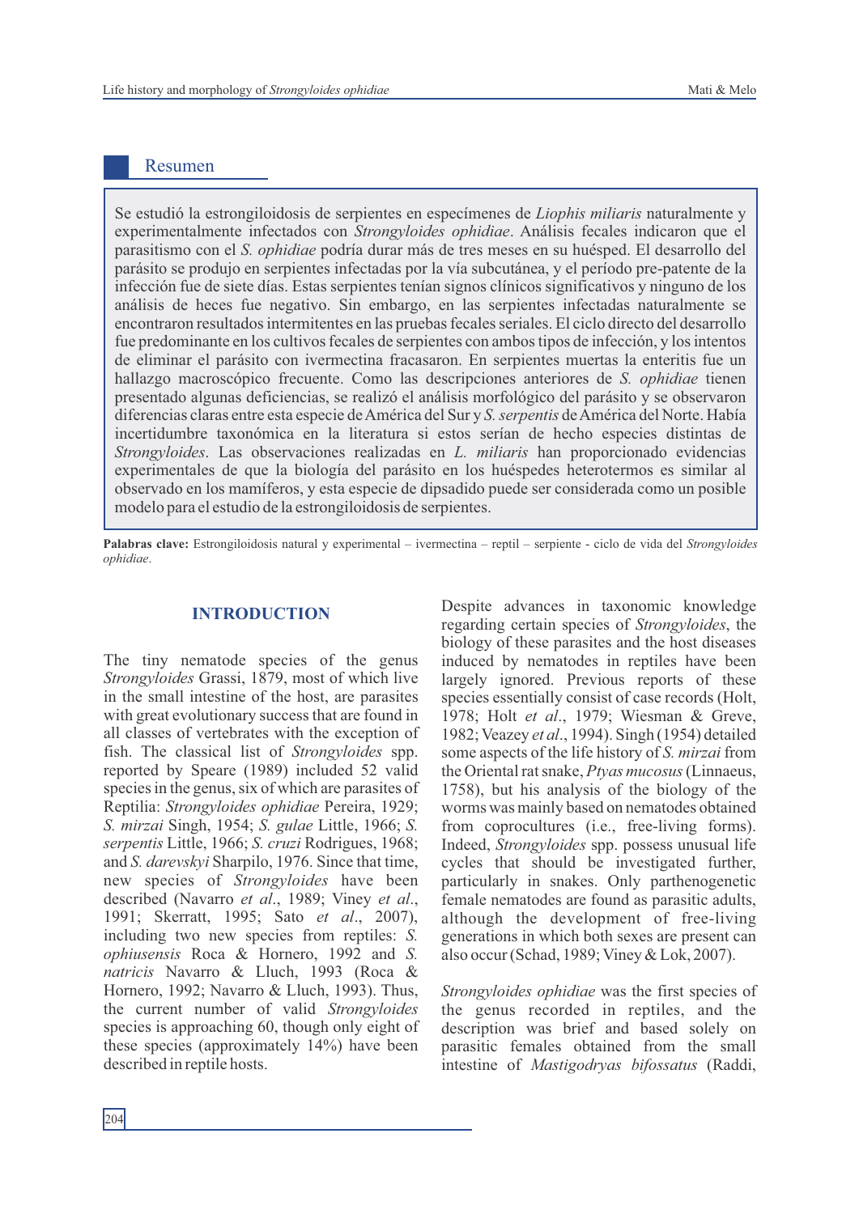## Resumen

Se estudió la estrongiloidosis de serpientes en especímenes de *Liophis miliaris* naturalmente y experimentalmente infectados con *Strongyloides ophidiae*. Análisis fecales indicaron que el parasitismo con el *S. ophidiae* podría durar más de tres meses en su huésped. El desarrollo del parásito se produjo en serpientes infectadas por la vía subcutánea, y el período pre-patente de la infección fue de siete días. Estas serpientes tenían signos clínicos significativos y ninguno de los análisis de heces fue negativo. Sin embargo, en las serpientes infectadas naturalmente se encontraron resultados intermitentes en las pruebas fecales seriales. El ciclo directo del desarrollo fue predominante en los cultivos fecales de serpientes con ambos tipos de infección, y los intentos de eliminar el parásito con ivermectina fracasaron. En serpientes muertas la enteritis fue un hallazgo macroscópico frecuente. Como las descripciones anteriores de *S. ophidiae* tienen presentado algunas deficiencias, se realizó el análisis morfológico del parásito y se observaron diferencias claras entre esta especie de América del Sur y *S. serpentis* de América del Norte. Había incertidumbre taxonómica en la literatura si estos serían de hecho especies distintas de *Strongyloides*. Las observaciones realizadas en *L. miliaris* han proporcionado evidencias experimentales de que la biología del parásito en los huéspedes heterotermos es similar al observado en los mamíferos, y esta especie de dipsadido puede ser considerada como un posible modelo para el estudio de la estrongiloidosis de serpientes.

**Palabras clave:** Estrongiloidosis natural y experimental – ivermectina – reptil – serpiente - ciclo de vida del *Strongyloides ophidiae*.

## INTRODUCTION

The tiny nematode species of the genus *Strongyloides* Grassi, 1879, most of which live in the small intestine of the host, are parasites with great evolutionary success that are found in all classes of vertebrates with the exception of fish. The classical list of *Strongyloides* spp. reported by Speare (1989) included 52 valid species in the genus, six of which are parasites of Reptilia: *Strongyloides ophidiae* Pereira, 1929; *S. mirzai* Singh, 1954; *S. gulae* Little, 1966; *S. serpentis* Little, 1966; *S. cruzi* Rodrigues, 1968; and *S. darevskyi* Sharpilo, 1976. Since that time, new species of *Strongyloides* have been described (Navarro *et al*., 1989; Viney *et al*., 1991; Skerratt, 1995; Sato *et al*., 2007), including two new species from reptiles: *S. ophiusensis* Roca & Hornero, 1992 and *S. natricis* Navarro & Lluch, 1993 (Roca & Hornero, 1992; Navarro & Lluch, 1993). Thus, the current number of valid *Strongyloides* species is approaching 60, though only eight of these species (approximately 14%) have been described in reptile hosts.

Despite advances in taxonomic knowledge regarding certain species of *Strongyloides*, the biology of these parasites and the host diseases induced by nematodes in reptiles have been largely ignored. Previous reports of these species essentially consist of case records (Holt, 1978; Holt *et al*., 1979; Wiesman & Greve, 1982; Veazey *et al*., 1994). Singh (1954) detailed some aspects of the life history of *S. mirzai* from the Oriental rat snake, *Ptyas mucosus* (Linnaeus, 1758), but his analysis of the biology of the worms was mainly based on nematodes obtained from coprocultures (i.e., free-living forms). Indeed, *Strongyloides* spp. possess unusual life cycles that should be investigated further, particularly in snakes. Only parthenogenetic female nematodes are found as parasitic adults, although the development of free-living generations in which both sexes are present can also occur (Schad, 1989; Viney & Lok, 2007).

*Strongyloides ophidiae* was the first species of the genus recorded in reptiles, and the description was brief and based solely on parasitic females obtained from the small intestine of *Mastigodryas bifossatus* (Raddi,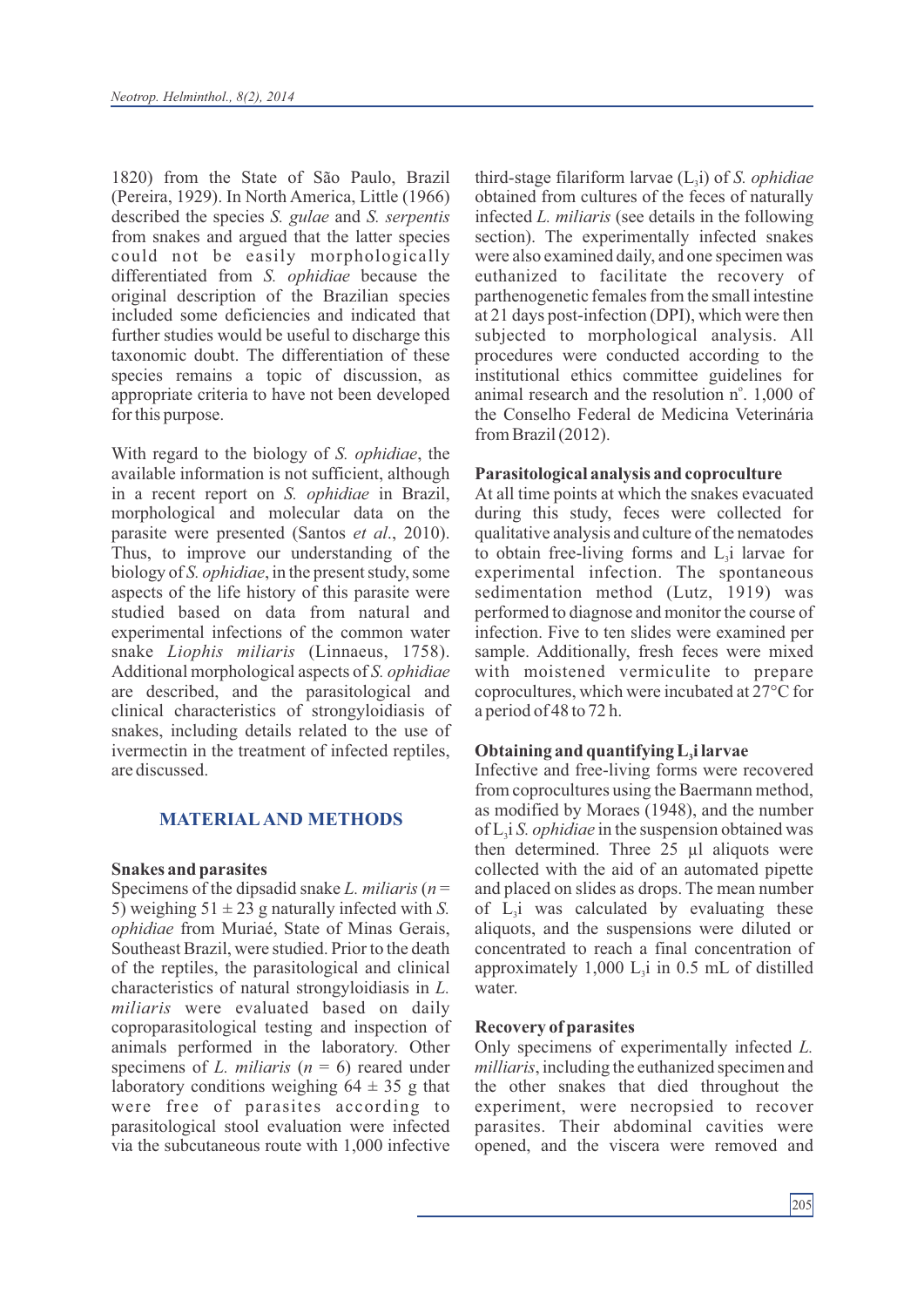1820) from the State of São Paulo, Brazil (Pereira, 1929). In North America, Little (1966) described the species *S. gulae* and *S. serpentis* from snakes and argued that the latter species could not be easily morphologically differentiated from *S. ophidiae* because the original description of the Brazilian species included some deficiencies and indicated that further studies would be useful to discharge this taxonomic doubt. The differentiation of these species remains a topic of discussion, as appropriate criteria to have not been developed for this purpose.

With regard to the biology of *S. ophidiae*, the available information is not sufficient, although in a recent report on *S. ophidiae* in Brazil, morphological and molecular data on the parasite were presented (Santos *et al*., 2010). Thus, to improve our understanding of the biology of *S. ophidiae*, in the present study, some aspects of the life history of this parasite were studied based on data from natural and experimental infections of the common water snake *Liophis miliaris* (Linnaeus, 1758). Additional morphological aspects of *S. ophidiae* are described, and the parasitological and clinical characteristics of strongyloidiasis of snakes, including details related to the use of ivermectin in the treatment of infected reptiles, are discussed.

## MATERIAL AND METHODS

### Snakes and parasites

Specimens of the dipsadid snake *L. miliaris* ($n$ = 5) weighing 51 ± 23 g naturally infected with *S. ophidiae* from Muriaé, State of Minas Gerais, Southeast Brazil, were studied. Prior to the death of the reptiles, the parasitological and clinical characteristics of natural strongyloidiasis in *L. miliaris* were evaluated based on daily coproparasitological testing and inspection of animals performed in the laboratory. Other specimens of *L. miliaris* ($n$ = 6) reared under laboratory conditions weighing 64 ± 35 g that were free of parasites according to parasitological stool evaluation were infected via the subcutaneous route with 1,000 infective third-stage filariform larvae ($L_3$i) of *S. ophidiae* obtained from cultures of the feces of naturally infected *L. miliaris* (see details in the following section). The experimentally infected snakes were also examined daily, and one specimen was euthanized to facilitate the recovery of parthenogenetic females from the small intestine at 21 days post-infection (DPI), which were then subjected to morphological analysis. All procedures were conducted according to the institutional ethics committee guidelines for animal research and the resolution n°. 1,000 of the Conselho Federal de Medicina Veterinária from Brazil (2012).

### Parasitological analysis and coproculture

At all time points at which the snakes evacuated during this study, feces were collected for qualitative analysis and culture of the nematodes to obtain free-living forms and $L_3$i larvae for experimental infection. The spontaneous sedimentation method (Lutz, 1919) was performed to diagnose and monitor the course of infection. Five to ten slides were examined per sample. Additionally, fresh feces were mixed with moistened vermiculite to prepare coprocultures, which were incubated at 27°C for a period of 48 to 72 h.

### Obtaining and quantifying $L_3$i larvae

Infective and free-living forms were recovered from coprocultures using the Baermann method, as modified by Moraes (1948), and the number of $L_3$i *S. ophidiae* in the suspension obtained was then determined. Three 25 µl aliquots were collected with the aid of an automated pipette and placed on slides as drops. The mean number of $L_3$i was calculated by evaluating these aliquots, and the suspensions were diluted or concentrated to reach a final concentration of approximately 1,000 $L_3$i in 0.5 mL of distilled water.

### Recovery of parasites

Only specimens of experimentally infected *L. milliaris*, including the euthanized specimen and the other snakes that died throughout the experiment, were necropsied to recover parasites. Their abdominal cavities were opened, and the viscera were removed and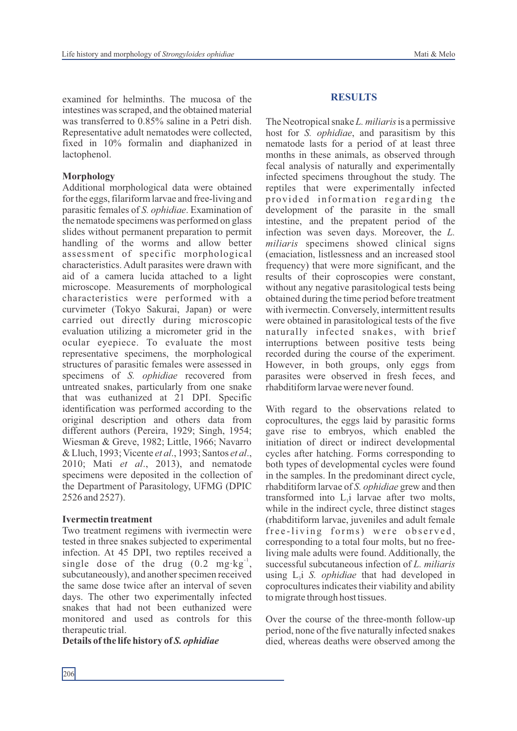examined for helminths. The mucosa of the intestines was scraped, and the obtained material was transferred to 0.85% saline in a Petri dish. Representative adult nematodes were collected, fixed in 10% formalin and diaphanized in lactophenol.

**Morphology**

Additional morphological data were obtained for the eggs, filariform larvae and free-living and parasitic females of *S. ophidiae*. Examination of the nematode specimens was performed on glass slides without permanent preparation to permit handling of the worms and allow better assessment of specific morphological characteristics. Adult parasites were drawn with aid of a camera lucida attached to a light microscope. Measurements of morphological characteristics were performed with a curvimeter (Tokyo Sakurai, Japan) or were carried out directly during microscopic evaluation utilizing a micrometer grid in the ocular eyepiece. To evaluate the most representative specimens, the morphological structures of parasitic females were assessed in specimens of *S. ophidiae* recovered from untreated snakes, particularly from one snake that was euthanized at 21 DPI. Specific identification was performed according to the original description and others data from different authors (Pereira, 1929; Singh, 1954; Wiesman & Greve, 1982; Little, 1966; Navarro & Lluch, 1993; Vicente *et al*., 1993; Santos *et al*., 2010; Mati *et al*., 2013), and nematode specimens were deposited in the collection of the Department of Parasitology, UFMG (DPIC 2526 and 2527).

**Ivermectin treatment**

Two treatment regimens with ivermectin were tested in three snakes subjected to experimental infection. At 45 DPI, two reptiles received a single dose of the drug (0.2 $mg{\cdot}kg^{-1}$, subcutaneously), and another specimen received the same dose twice after an interval of seven days. The other two experimentally infected snakes that had not been euthanized were monitored and used as controls for this therapeutic trial.

**Details of the life history of *S. ophidiae***

## RESULTS

The Neotropical snake *L. miliaris* is a permissive host for *S. ophidiae*, and parasitism by this nematode lasts for a period of at least three months in these animals, as observed through fecal analysis of naturally and experimentally infected specimens throughout the study. The reptiles that were experimentally infected provided information regarding the development of the parasite in the small intestine, and the prepatent period of the infection was seven days. Moreover, the *L. miliaris* specimens showed clinical signs (emaciation, listlessness and an increased stool frequency) that were more significant, and the results of their coproscopies were constant, without any negative parasitological tests being obtained during the time period before treatment with ivermectin. Conversely, intermittent results were obtained in parasitological tests of the five naturally infected snakes, with brief interruptions between positive tests being recorded during the course of the experiment. However, in both groups, only eggs from parasites were observed in fresh feces, and rhabditiform larvae were never found.

With regard to the observations related to coprocultures, the eggs laid by parasitic forms gave rise to embryos, which enabled the initiation of direct or indirect developmental cycles after hatching. Forms corresponding to both types of developmental cycles were found in the samples. In the predominant direct cycle, rhabditiform larvae of *S. ophidiae* grew and then transformed into $L_3$i larvae after two molts, while in the indirect cycle, three distinct stages (rhabditiform larvae, juveniles and adult female free-living forms) were observed, corresponding to a total four molts, but no free-living male adults were found. Additionally, the successful subcutaneous infection of *L. miliaris* using $L_3$i *S. ophidiae* that had developed in coprocultures indicates their viability and ability to migrate through host tissues.

Over the course of the three-month follow-up period, none of the five naturally infected snakes died, whereas deaths were observed among the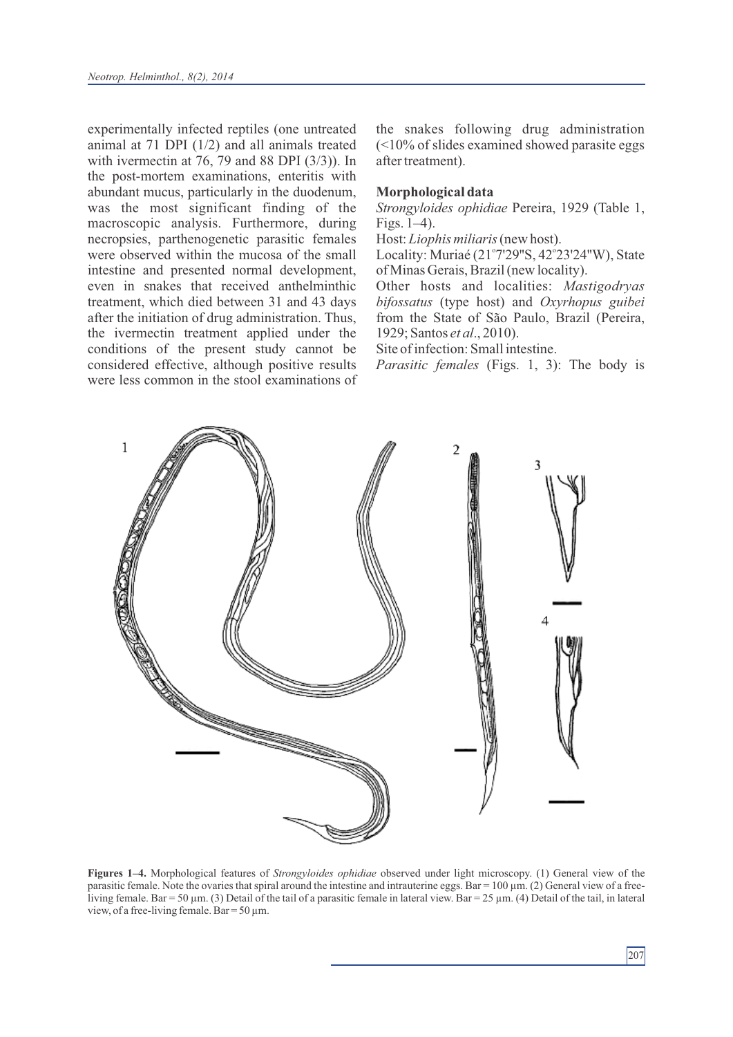experimentally infected reptiles (one untreated animal at 71 DPI (1/2) and all animals treated with ivermectin at 76, 79 and 88 DPI (3/3)). In the post-mortem examinations, enteritis with abundant mucus, particularly in the duodenum, was the most significant finding of the macroscopic analysis. Furthermore, during necropsies, parthenogenetic parasitic females were observed within the mucosa of the small intestine and presented normal development, even in snakes that received anthelminthic treatment, which died between 31 and 43 days after the initiation of drug administration. Thus, the ivermectin treatment applied under the conditions of the present study cannot be considered effective, although positive results were less common in the stool examinations of the snakes following drug administration (<10% of slides examined showed parasite eggs after treatment).

**Morphological data**

*Strongyloides ophidiae* Pereira, 1929 (Table 1, Figs. 1–4).

Host: *Liophis miliaris* (new host).

Locality: Muriaé (21°7'29"S, 42°23'24"W), State of Minas Gerais, Brazil (new locality).

Other hosts and localities: *Mastigodryas bifossatus* (type host) and *Oxyrhopus guibei* from the State of São Paulo, Brazil (Pereira, 1929; Santos *et al*., 2010).

Site of infection: Small intestine.

*Parasitic females* (Figs. 1, 3): The body is

**Figures 1–4.** Morphological features of *Strongyloides ophidiae* observed under light microscopy. (1) General view of the parasitic female. Note the ovaries that spiral around the intestine and intrauterine eggs. Bar = 100 µm. (2) General view of a free-living female. Bar = 50 µm. (3) Detail of the tail of a parasitic female in lateral view. Bar = 25 µm. (4) Detail of the tail, in lateral view, of a free-living female. Bar = 50 µm.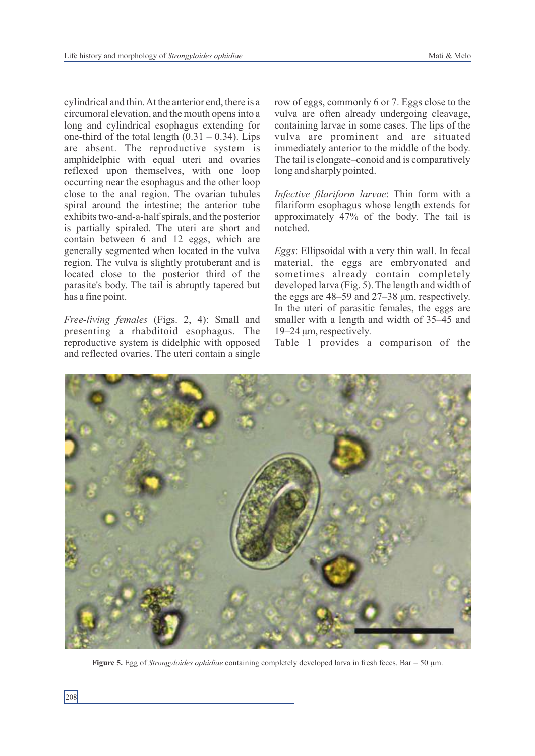cylindrical and thin. At the anterior end, there is a circumoral elevation, and the mouth opens into a long and cylindrical esophagus extending for one-third of the total length (0.31 – 0.34). Lips are absent. The reproductive system is amphidelphic with equal uteri and ovaries reflexed upon themselves, with one loop occurring near the esophagus and the other loop close to the anal region. The ovarian tubules spiral around the intestine; the anterior tube exhibits two-and-a-half spirals, and the posterior is partially spiraled. The uteri are short and contain between 6 and 12 eggs, which are generally segmented when located in the vulva region. The vulva is slightly protuberant and is located close to the posterior third of the parasite's body. The tail is abruptly tapered but has a fine point.

*Free-living females* (Figs. 2, 4): Small and presenting a rhabditoid esophagus. The reproductive system is didelphic with opposed and reflected ovaries. The uteri contain a single row of eggs, commonly 6 or 7. Eggs close to the vulva are often already undergoing cleavage, containing larvae in some cases. The lips of the vulva are prominent and are situated immediately anterior to the middle of the body. The tail is elongate–conoid and is comparatively long and sharply pointed.

*Infective filariform larvae*: Thin form with a filariform esophagus whose length extends for approximately 47% of the body. The tail is notched.

*Eggs*: Ellipsoidal with a very thin wall. In fecal material, the eggs are embryonated and sometimes already contain completely developed larva (Fig. 5). The length and width of the eggs are 48–59 and 27–38 μm, respectively. In the uteri of parasitic females, the eggs are smaller with a length and width of 35–45 and 19–24 μm, respectively.

Table 1 provides a comparison of the

**Figure 5.** Egg of *Strongyloides ophidiae* containing completely developed larva in fresh feces. Bar = 50 μm.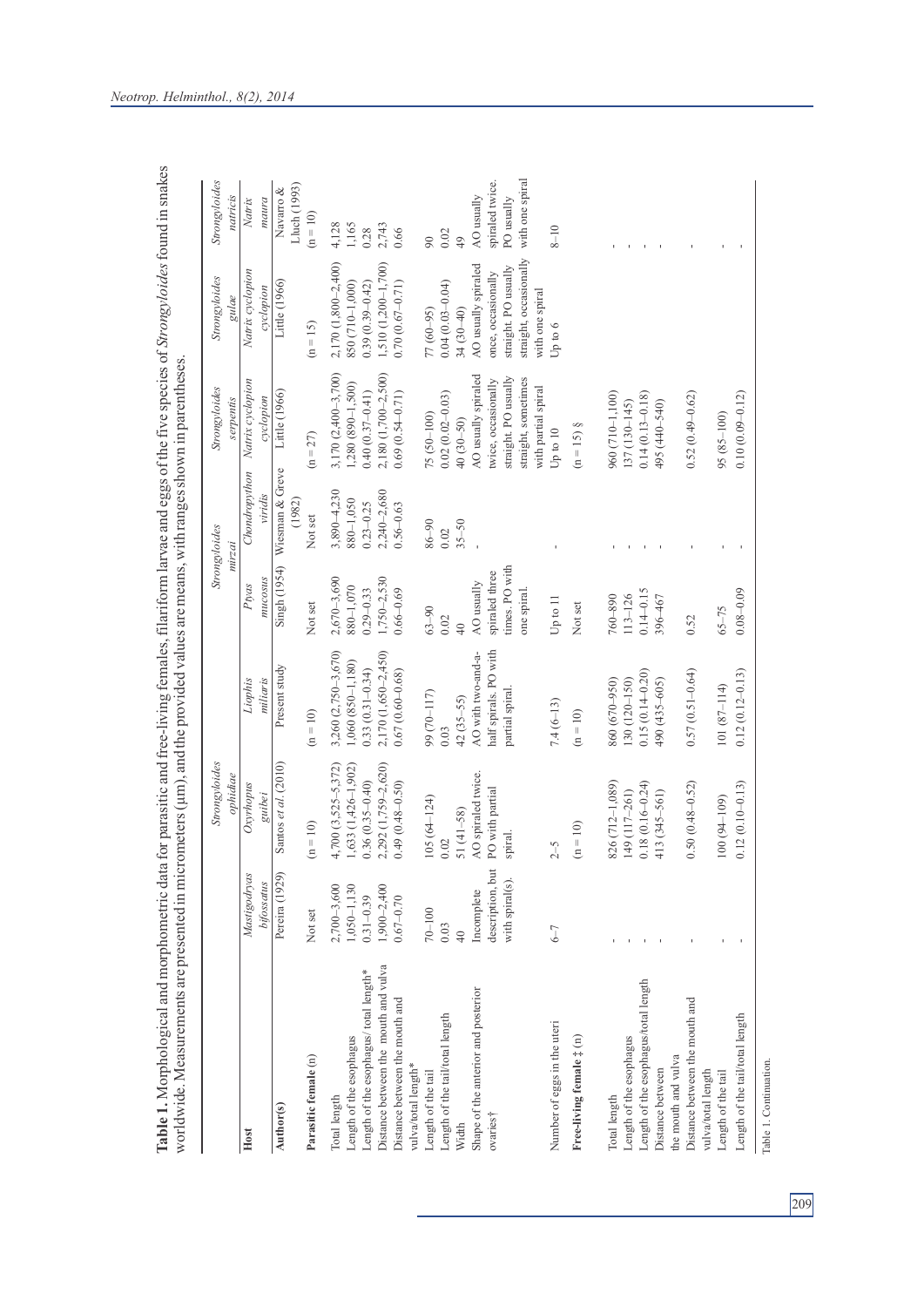**Table 1.** Morphological and morphometric data for parasitic and free-living females, filariform larvae and eggs of the five species of *Strongyloides* found in snakes worldwide. Measurements are presented in micrometers (µm), and the provided values are means, with ranges shown in parentheses.

| | | *Strongyloides ophidiae* | | *Strongyloides mirzai* | | *Strongyloides serpentis* | *Strongyloides gulae* | *Strongyloides natricis* |
|---|---|---|---|---|---|---|---|---|
| **Host** | *Mastigodryas bifossatus* | *Oxyrhopus guibei* | *Liophis miliaris* | *Ptyas mucosus* | *Chondropython viridis* | *Natrix cyclopion cyclopion* | *Natrix cyclopion cyclopion* | *Natrix maura* |
| **Author(s)** | Pereira (1929) | Santos *et al.* (2010) | Present study | Singh (1954) | Wiesman & Greve (1982) | Little (1966) | Little (1966) | Navarro & Lluch (1993) |
| **Parasitic female** (n) | Not set | (n = 10) | (n = 10) | Not set | Not set | (n = 27) | (n = 15) | (n = 10) |
| Total length | 2,700–3,600 | 4,700 (3,525–5,372) | 3,260 (2,750–3,670) | 2,670–3,690 | 3,890–4,230 | 3,170 (2,400–3,700) | 2,170 (1,800–2,400) | 4,128 |
| Length of the esophagus | 1,050–1,130 | 1,633 (1,426–1,902) | 1,060 (850–1,180) | 880–1,070 | 880–1,050 | 1,280 (890–1,500) | 850 (710–1,000) | 1,165 |
| Length of the esophagus/ total length* | 0.31–0.39 | 0.36 (0.35–0.40) | 0.33 (0.31–0.34) | 0.29–0.33 | 0.23–0.25 | 0.40 (0.37–0.41) | 0.39 (0.39–0.42) | 0.28 |
| Distance between the mouth and vulva | 1,900–2,400 | 2,292 (1,759–2,620) | 2,170 (1,650–2,450) | 1,750–2,530 | 2,240–2,680 | 2,180 (1,700–2,500) | 1,510 (1,200–1,700) | 2,743 |
| Distance between the mouth and vulva/total length* | 0.67–0.70 | 0.49 (0.48–0.50) | 0.67 (0.60–0.68) | 0.66–0.69 | 0.56–0.63 | 0.69 (0.54–0.71) | 0.70 (0.67–0.71) | 0.66 |
| Length of the tail | 70–100 | 105 (64–124) | 99 (70–117) | 63–90 | 86–90 | 75 (50–100) | 77 (60–95) | 90 |
| Length of the tail/total length | 0.03 | 0.02 | 0.03 | 0.02 | 0.02 | 0.02 (0.02–0.03) | 0.04 (0.03–0.04) | 0.02 |
| Width | 40 | 51 (41–58) | 42 (35–55) | 40 | 35–50 | 40 (30–50) | 34 (30–40) | 49 |
| Shape of the anterior and posterior ovaries† | Incomplete description, but with spiral(s). | AO spiraled twice. PO with partial spiral. | AO with two-and-a-half spirals. PO with partial spiral. | AO usually spiraled three times. PO with one spiral. | - | AO usually spiraled twice, occasionally straight. PO usually straight, sometimes with partial spiral | AO usually spiraled once, occasionally straight. PO usually straight, occasionally with one spiral | AO usually spiraled twice. PO usually with one spiral |
| Number of eggs in the uteri | 6–7 | 2–5 | 7.4 (6–13) | Up to 11 | - | Up to 10 | Up to 6 | 8–10 |
| **Free-living female** ‡ (n) | | (n = 10) | (n = 10) | Not set | | (n = 15) § | | |
| Total length | - | 826 (712–1,089) | 860 (670–950) | 760–890 | - | 960 (710–1,100) | - | - |
| Length of the esophagus | - | 149 (117–261) | 130 (120–150) | 113–126 | - | 137 (130–145) | - | - |
| Length of the esophagus/total length | - | 0.18 (0.16–0.24) | 0.15 (0.14–0.20) | 0.14–0.15 | - | 0.14 (0.13–0.18) | - | - |
| Distance between the mouth and vulva | - | 413 (345–561) | 490 (435–605) | 396–467 | - | 495 (440–540) | - | - |
| Distance between the mouth and vulva/total length | - | 0.50 (0.48–0.52) | 0.57 (0.51–0.64) | 0.52 | - | 0.52 (0.49–0.62) | - | - |
| Length of the tail | - | 100 (94–109) | 101 (87–114) | 65–75 | - | 95 (85–100) | - | - |
| Length of the tail/total length | - | 0.12 (0.10–0.13) | 0.12 (0.12–0.13) | 0.08–0.09 | - | 0.10 (0.09–0.12) | - | - |

Table 1. Continuation.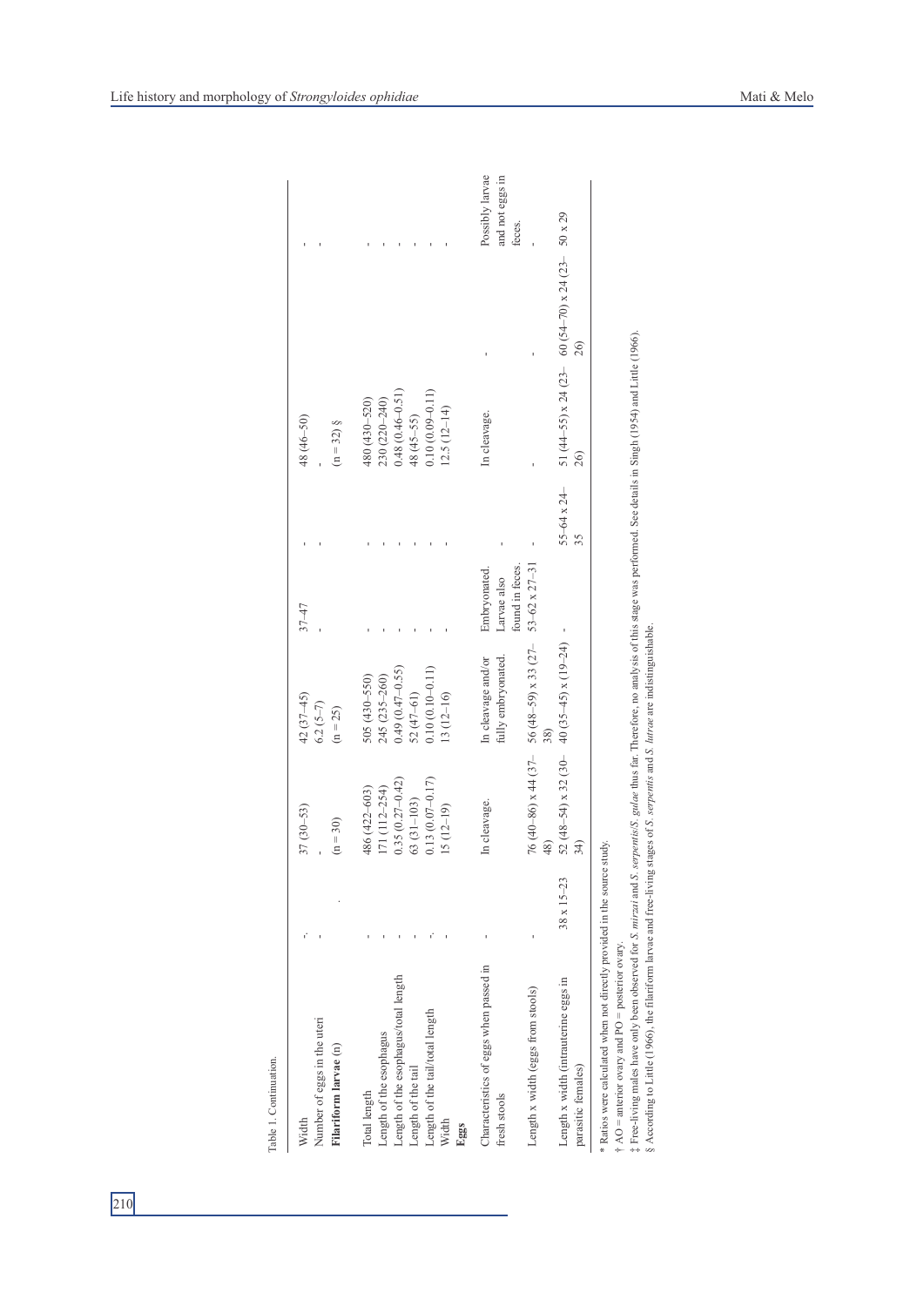Table 1. Continuation.

| | | | | | | | | |
|---|---|---|---|---|---|---|---|---|
| Width | -* | 37 (30–53) | 42 (37–45) | 37–47 | - | 48 (46–50) | | - |
| Number of eggs in the uteri | - | - | 6.2 (5–7) | - | - | - | | - |
| **Filariform larvae** (n) | . | (n = 30) | (n = 25) | | | (n = 32) § | | |
| Total length | - | 486 (422–603) | 505 (430–550) | - | - | 480 (430–520) | | - |
| Length of the esophagus | - | 171 (112–254) | 245 (235–260) | - | - | 230 (220–240) | | - |
| Length of the esophagus/total length | - | 0.35 (0.27–0.42) | 0.49 (0.47–0.55) | - | - | 0.48 (0.46–0.51) | | - |
| Length of the tail | - | 63 (31–103) | 52 (47–61) | - | - | 48 (45–55) | | - |
| Length of the tail/total length | -* | 0.13 (0.07–0.17) | 0.10 (0.10–0.11) | - | - | 0.10 (0.09–0.11) | | - |
| Width | - | 15 (12–19) | 13 (12–16) | - | - | 12.5 (12–14) | | - |
| **Eggs** | | | | | | | | |
| Characteristics of eggs when passed in fresh stools | - | In cleavage. | In cleavage and/or fully embryonated. | Embryonated. Larvae also found in feces. | - | In cleavage. | - | Possibly larvae and not eggs in feces. |
| Length x width (eggs from stools) | - | 76 (40–86) x 44 (37–48) | 56 (48–59) x 33 (27–38) | 53–62 x 27–31 | - | - | - | - |
| Length x width (intrauterine eggs in parasitic females) | 38 x 15–23 | 52 (48–54) x 32 (30–34) | 40 (35–45) x (19–24) | - | 55–64 x 24–35 | 51 (44–55) x 24 (23–26) | 60 (54–70) x 24 (23–26) | 50 x 29 |

* Ratios were calculated when not directly provided in the source study.

† AO = anterior ovary and PO = posterior ovary.

‡ Free-living males have only been observed for *S. mirzai* and *S. serpentis*/*S. gulae* thus far. Therefore, no analysis of this stage was performed. See details in Singh (1954) and Little (1966).

§ According to Little (1966), the filariform larvae and free-living stages of *S. serpentis* and *S. lutrae* are indistinguishable.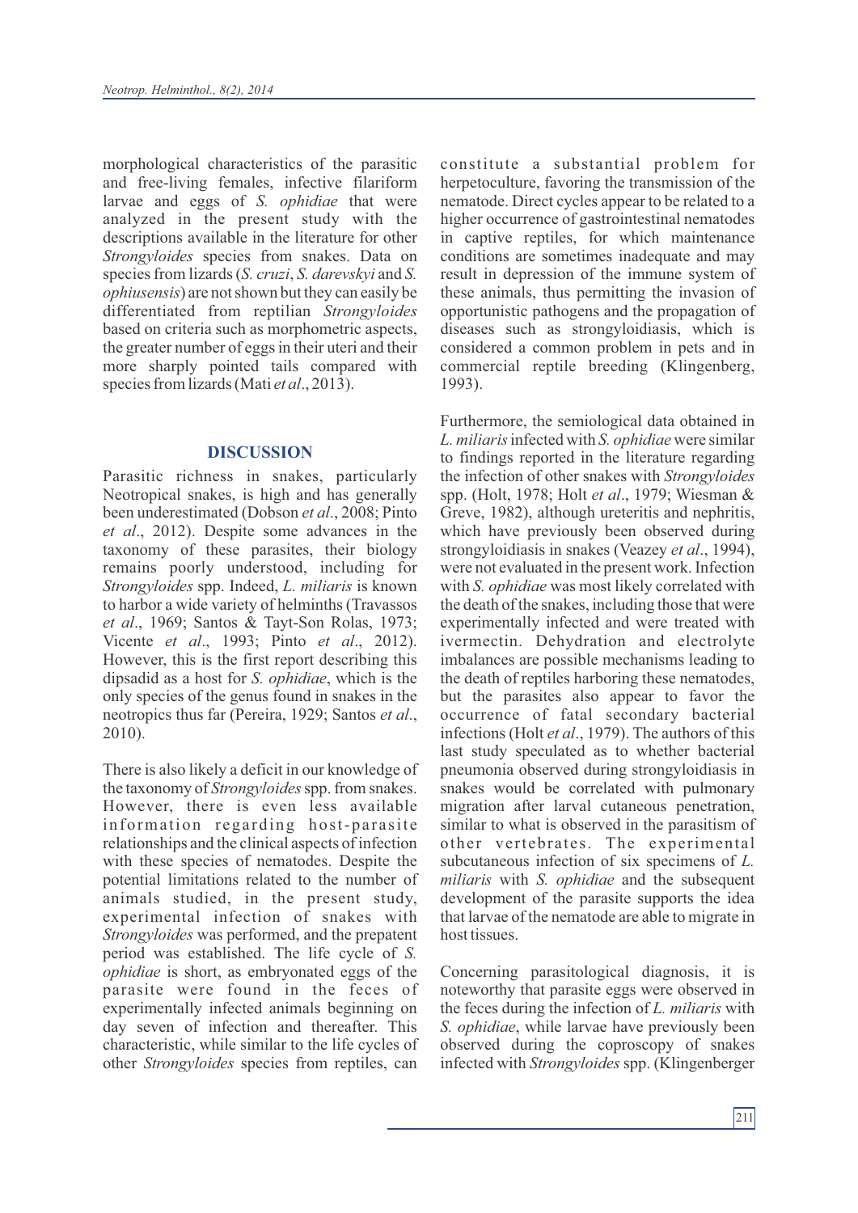morphological characteristics of the parasitic and free-living females, infective filariform larvae and eggs of *S. ophidiae* that were analyzed in the present study with the descriptions available in the literature for other *Strongyloides* species from snakes. Data on species from lizards (*S. cruzi*, *S. darevskyi* and *S. ophiusensis*) are not shown but they can easily be differentiated from reptilian *Strongyloides* based on criteria such as morphometric aspects, the greater number of eggs in their uteri and their more sharply pointed tails compared with species from lizards (Mati *et al*., 2013).

## DISCUSSION

Parasitic richness in snakes, particularly Neotropical snakes, is high and has generally been underestimated (Dobson *et al*., 2008; Pinto *et al*., 2012). Despite some advances in the taxonomy of these parasites, their biology remains poorly understood, including for *Strongyloides* spp. Indeed, *L. miliaris* is known to harbor a wide variety of helminths (Travassos *et al*., 1969; Santos & Tayt-Son Rolas, 1973; Vicente *et al*., 1993; Pinto *et al*., 2012). However, this is the first report describing this dipsadid as a host for *S. ophidiae*, which is the only species of the genus found in snakes in the neotropics thus far (Pereira, 1929; Santos *et al*., 2010).

There is also likely a deficit in our knowledge of the taxonomy of *Strongyloides* spp. from snakes. However, there is even less available information regarding host-parasite relationships and the clinical aspects of infection with these species of nematodes. Despite the potential limitations related to the number of animals studied, in the present study, experimental infection of snakes with *Strongyloides* was performed, and the prepatent period was established. The life cycle of *S. ophidiae* is short, as embryonated eggs of the parasite were found in the feces of experimentally infected animals beginning on day seven of infection and thereafter. This characteristic, while similar to the life cycles of other *Strongyloides* species from reptiles, can constitute a substantial problem for herpetoculture, favoring the transmission of the nematode. Direct cycles appear to be related to a higher occurrence of gastrointestinal nematodes in captive reptiles, for which maintenance conditions are sometimes inadequate and may result in depression of the immune system of these animals, thus permitting the invasion of opportunistic pathogens and the propagation of diseases such as strongyloidiasis, which is considered a common problem in pets and in commercial reptile breeding (Klingenberg, 1993).

Furthermore, the semiological data obtained in *L. miliaris* infected with *S. ophidiae* were similar to findings reported in the literature regarding the infection of other snakes with *Strongyloides* spp. (Holt, 1978; Holt *et al*., 1979; Wiesman & Greve, 1982), although ureteritis and nephritis, which have previously been observed during strongyloidiasis in snakes (Veazey *et al*., 1994), were not evaluated in the present work. Infection with *S. ophidiae* was most likely correlated with the death of the snakes, including those that were experimentally infected and were treated with ivermectin. Dehydration and electrolyte imbalances are possible mechanisms leading to the death of reptiles harboring these nematodes, but the parasites also appear to favor the occurrence of fatal secondary bacterial infections (Holt *et al*., 1979). The authors of this last study speculated as to whether bacterial pneumonia observed during strongyloidiasis in snakes would be correlated with pulmonary migration after larval cutaneous penetration, similar to what is observed in the parasitism of other vertebrates. The experimental subcutaneous infection of six specimens of *L. miliaris* with *S. ophidiae* and the subsequent development of the parasite supports the idea that larvae of the nematode are able to migrate in host tissues.

Concerning parasitological diagnosis, it is noteworthy that parasite eggs were observed in the feces during the infection of *L. miliaris* with *S. ophidiae*, while larvae have previously been observed during the coproscopy of snakes infected with *Strongyloides* spp. (Klingenberger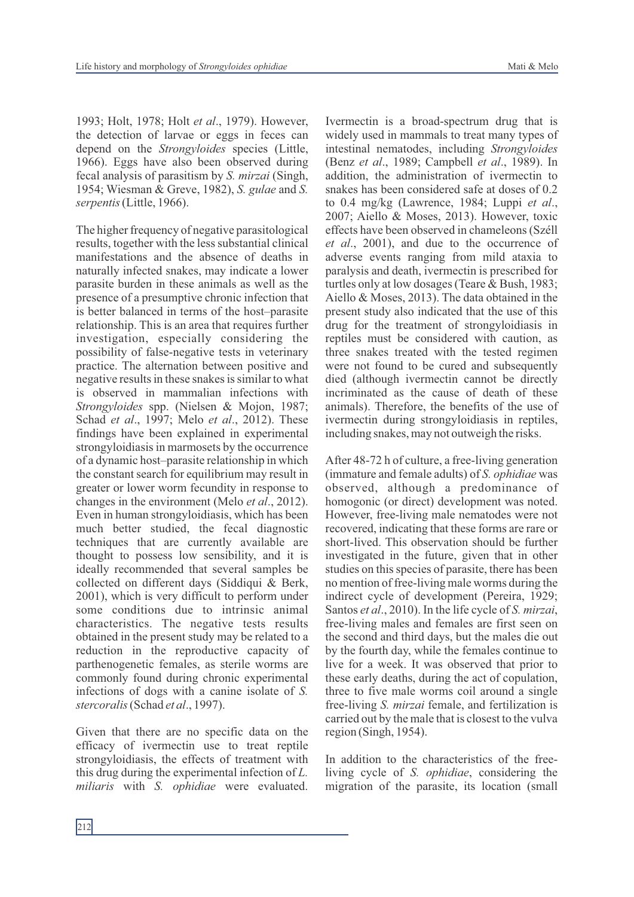1993; Holt, 1978; Holt *et al*., 1979). However, the detection of larvae or eggs in feces can depend on the *Strongyloides* species (Little, 1966). Eggs have also been observed during fecal analysis of parasitism by *S. mirzai* (Singh, 1954; Wiesman & Greve, 1982), *S. gulae* and *S. serpentis* (Little, 1966).

The higher frequency of negative parasitological results, together with the less substantial clinical manifestations and the absence of deaths in naturally infected snakes, may indicate a lower parasite burden in these animals as well as the presence of a presumptive chronic infection that is better balanced in terms of the host–parasite relationship. This is an area that requires further investigation, especially considering the possibility of false-negative tests in veterinary practice. The alternation between positive and negative results in these snakes is similar to what is observed in mammalian infections with *Strongyloides* spp. (Nielsen & Mojon, 1987; Schad *et al*., 1997; Melo *et al*., 2012). These findings have been explained in experimental strongyloidiasis in marmosets by the occurrence of a dynamic host–parasite relationship in which the constant search for equilibrium may result in greater or lower worm fecundity in response to changes in the environment (Melo *et al*., 2012). Even in human strongyloidiasis, which has been much better studied, the fecal diagnostic techniques that are currently available are thought to possess low sensibility, and it is ideally recommended that several samples be collected on different days (Siddiqui & Berk, 2001), which is very difficult to perform under some conditions due to intrinsic animal characteristics. The negative tests results obtained in the present study may be related to a reduction in the reproductive capacity of parthenogenetic females, as sterile worms are commonly found during chronic experimental infections of dogs with a canine isolate of *S. stercoralis* (Schad *et al*., 1997).

Given that there are no specific data on the efficacy of ivermectin use to treat reptile strongyloidiasis, the effects of treatment with this drug during the experimental infection of *L. miliaris* with *S. ophidiae* were evaluated. Ivermectin is a broad-spectrum drug that is widely used in mammals to treat many types of intestinal nematodes, including *Strongyloides* (Benz *et al*., 1989; Campbell *et al*., 1989). In addition, the administration of ivermectin to snakes has been considered safe at doses of 0.2 to 0.4 mg/kg (Lawrence, 1984; Luppi *et al*., 2007; Aiello & Moses, 2013). However, toxic effects have been observed in chameleons (Széll *et al*., 2001), and due to the occurrence of adverse events ranging from mild ataxia to paralysis and death, ivermectin is prescribed for turtles only at low dosages (Teare & Bush, 1983; Aiello & Moses, 2013). The data obtained in the present study also indicated that the use of this drug for the treatment of strongyloidiasis in reptiles must be considered with caution, as three snakes treated with the tested regimen were not found to be cured and subsequently died (although ivermectin cannot be directly incriminated as the cause of death of these animals). Therefore, the benefits of the use of ivermectin during strongyloidiasis in reptiles, including snakes, may not outweigh the risks.

After 48-72 h of culture, a free-living generation (immature and female adults) of *S. ophidiae* was observed, although a predominance of homogonic (or direct) development was noted. However, free-living male nematodes were not recovered, indicating that these forms are rare or short-lived. This observation should be further investigated in the future, given that in other studies on this species of parasite, there has been no mention of free-living male worms during the indirect cycle of development (Pereira, 1929; Santos *et al*., 2010). In the life cycle of *S. mirzai*, free-living males and females are first seen on the second and third days, but the males die out by the fourth day, while the females continue to live for a week. It was observed that prior to these early deaths, during the act of copulation, three to five male worms coil around a single free-living *S. mirzai* female, and fertilization is carried out by the male that is closest to the vulva region (Singh, 1954).

In addition to the characteristics of the free-living cycle of *S. ophidiae*, considering the migration of the parasite, its location (small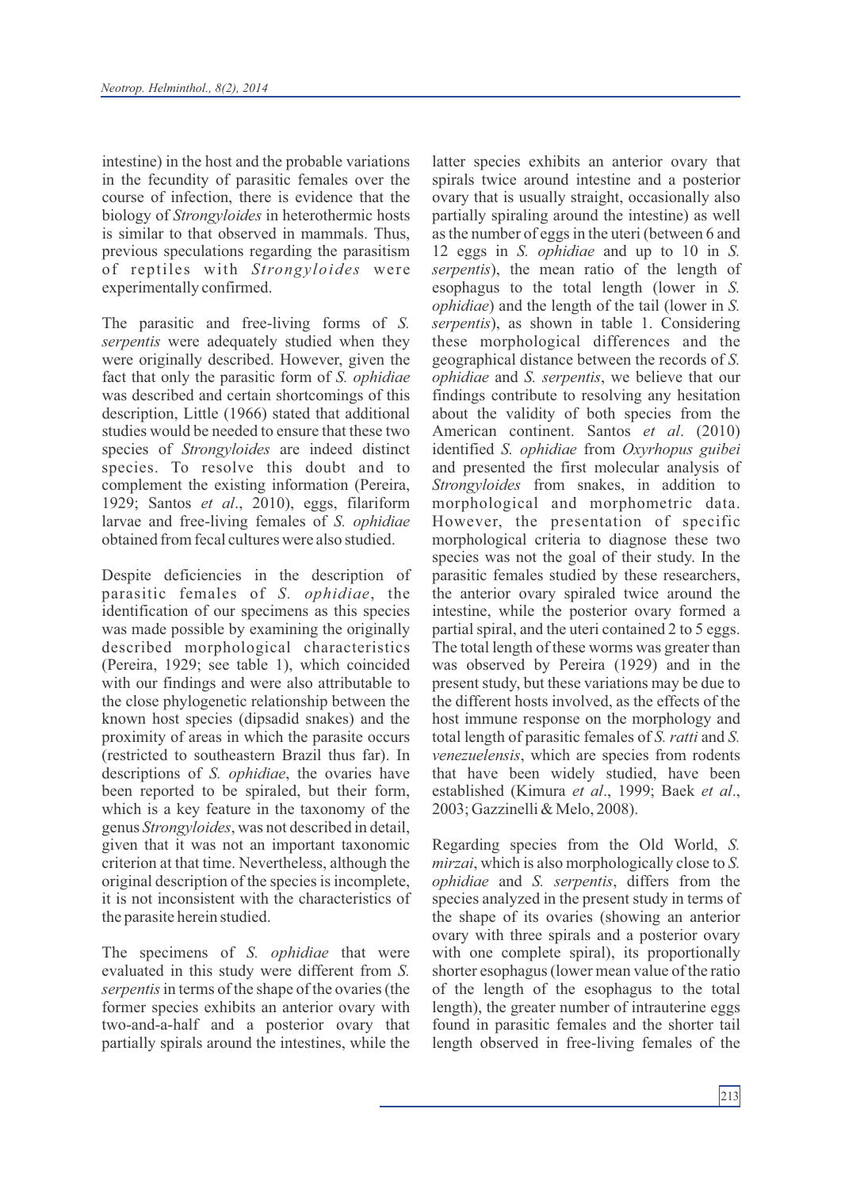intestine) in the host and the probable variations in the fecundity of parasitic females over the course of infection, there is evidence that the biology of *Strongyloides* in heterothermic hosts is similar to that observed in mammals. Thus, previous speculations regarding the parasitism of reptiles with *Strongyloides* were experimentally confirmed.

The parasitic and free-living forms of *S. serpentis* were adequately studied when they were originally described. However, given the fact that only the parasitic form of *S. ophidiae* was described and certain shortcomings of this description, Little (1966) stated that additional studies would be needed to ensure that these two species of *Strongyloides* are indeed distinct species. To resolve this doubt and to complement the existing information (Pereira, 1929; Santos *et al*., 2010), eggs, filariform larvae and free-living females of *S. ophidiae* obtained from fecal cultures were also studied.

Despite deficiencies in the description of parasitic females of *S. ophidiae*, the identification of our specimens as this species was made possible by examining the originally described morphological characteristics (Pereira, 1929; see table 1), which coincided with our findings and were also attributable to the close phylogenetic relationship between the known host species (dipsadid snakes) and the proximity of areas in which the parasite occurs (restricted to southeastern Brazil thus far). In descriptions of *S. ophidiae*, the ovaries have been reported to be spiraled, but their form, which is a key feature in the taxonomy of the genus *Strongyloides*, was not described in detail, given that it was not an important taxonomic criterion at that time. Nevertheless, although the original description of the species is incomplete, it is not inconsistent with the characteristics of the parasite herein studied.

The specimens of *S. ophidiae* that were evaluated in this study were different from *S. serpentis* in terms of the shape of the ovaries (the former species exhibits an anterior ovary with two-and-a-half and a posterior ovary that partially spirals around the intestines, while the latter species exhibits an anterior ovary that spirals twice around intestine and a posterior ovary that is usually straight, occasionally also partially spiraling around the intestine) as well as the number of eggs in the uteri (between 6 and 12 eggs in *S. ophidiae* and up to 10 in *S. serpentis*), the mean ratio of the length of esophagus to the total length (lower in *S. ophidiae*) and the length of the tail (lower in *S. serpentis*), as shown in table 1. Considering these morphological differences and the geographical distance between the records of *S. ophidiae* and *S. serpentis*, we believe that our findings contribute to resolving any hesitation about the validity of both species from the American continent. Santos *et al*. (2010) identified *S. ophidiae* from *Oxyrhopus guibei* and presented the first molecular analysis of *Strongyloides* from snakes, in addition to morphological and morphometric data. However, the presentation of specific morphological criteria to diagnose these two species was not the goal of their study. In the parasitic females studied by these researchers, the anterior ovary spiraled twice around the intestine, while the posterior ovary formed a partial spiral, and the uteri contained 2 to 5 eggs. The total length of these worms was greater than was observed by Pereira (1929) and in the present study, but these variations may be due to the different hosts involved, as the effects of the host immune response on the morphology and total length of parasitic females of *S. ratti* and *S. venezuelensis*, which are species from rodents that have been widely studied, have been established (Kimura *et al*., 1999; Baek *et al*., 2003; Gazzinelli & Melo, 2008).

Regarding species from the Old World, *S. mirzai*, which is also morphologically close to *S. ophidiae* and *S. serpentis*, differs from the species analyzed in the present study in terms of the shape of its ovaries (showing an anterior ovary with three spirals and a posterior ovary with one complete spiral), its proportionally shorter esophagus (lower mean value of the ratio of the length of the esophagus to the total length), the greater number of intrauterine eggs found in parasitic females and the shorter tail length observed in free-living females of the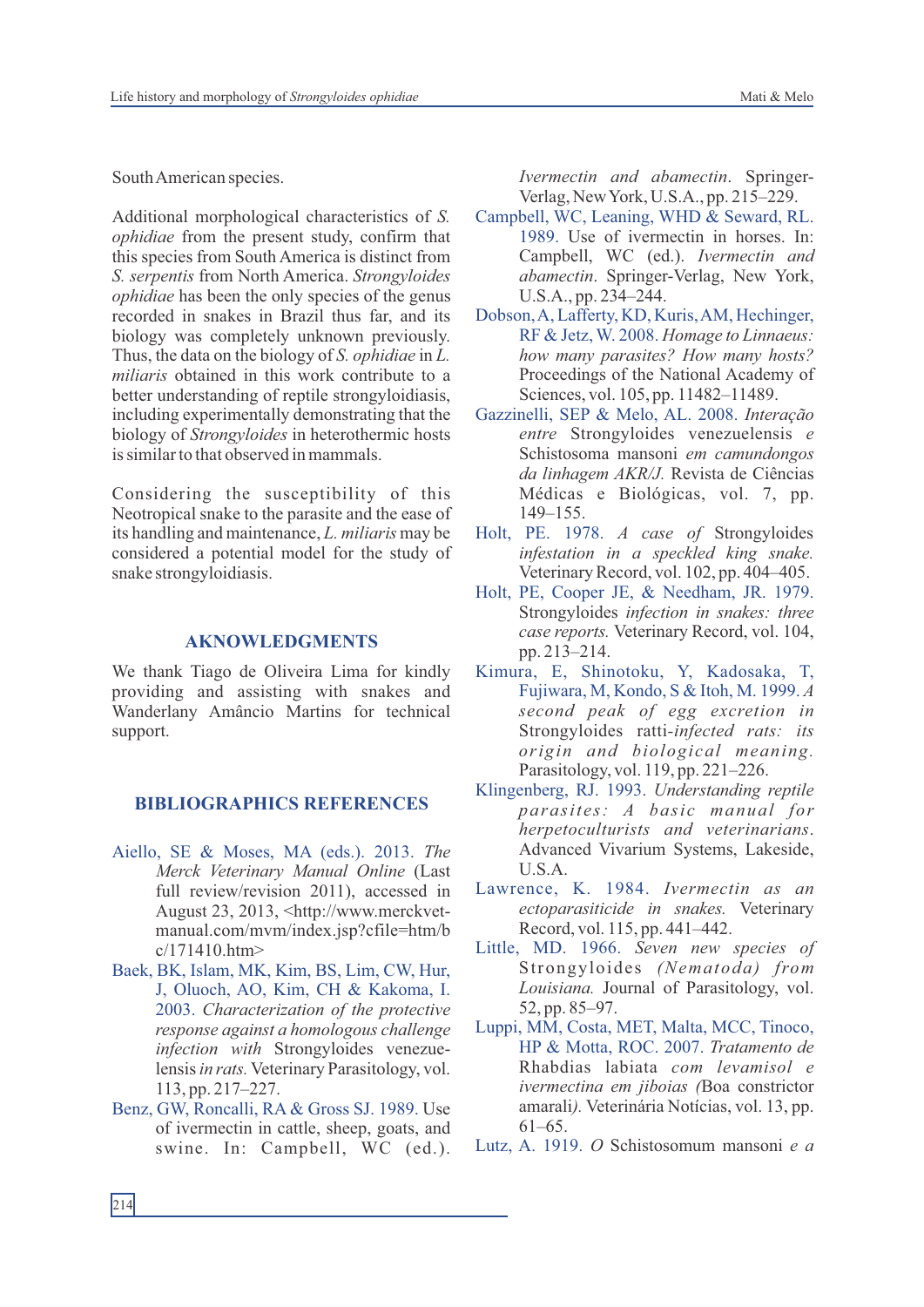South American species.

Additional morphological characteristics of *S. ophidiae* from the present study, confirm that this species from South America is distinct from *S. serpentis* from North America. *Strongyloides ophidiae* has been the only species of the genus recorded in snakes in Brazil thus far, and its biology was completely unknown previously. Thus, the data on the biology of *S. ophidiae* in *L. miliaris* obtained in this work contribute to a better understanding of reptile strongyloidiasis, including experimentally demonstrating that the biology of *Strongyloides* in heterothermic hosts is similar to that observed in mammals.

Considering the susceptibility of this Neotropical snake to the parasite and the ease of its handling and maintenance, *L. miliaris* may be considered a potential model for the study of snake strongyloidiasis.

## AKNOWLEDGMENTS

We thank Tiago de Oliveira Lima for kindly providing and assisting with snakes and Wanderlany Amâncio Martins for technical support.

## BIBLIOGRAPHICS REFERENCES

Aiello, SE & Moses, MA (eds.). 2013. *The Merck Veterinary Manual Online* (Last full review/revision 2011), accessed in August 23, 2013, <http://www.merckvet-manual.com/mvm/index.jsp?cfile=htm/bc/171410.htm>

Baek, BK, Islam, MK, Kim, BS, Lim, CW, Hur, J, Oluoch, AO, Kim, CH & Kakoma, I. 2003. *Characterization of the protective response against a homologous challenge infection with* Strongyloides venezuelensis *in rats.* Veterinary Parasitology, vol. 113, pp. 217–227.

Benz, GW, Roncalli, RA & Gross SJ. 1989. Use of ivermectin in cattle, sheep, goats, and swine. In: Campbell, WC (ed.). *Ivermectin and abamectin*. Springer-Verlag, New York, U.S.A., pp. 215–229.

Campbell, WC, Leaning, WHD & Seward, RL. 1989. Use of ivermectin in horses. In: Campbell, WC (ed.). *Ivermectin and abamectin*. Springer-Verlag, New York, U.S.A., pp. 234–244.

Dobson, A, Lafferty, KD, Kuris, AM, Hechinger, RF & Jetz, W. 2008. *Homage to Linnaeus: how many parasites? How many hosts?* Proceedings of the National Academy of Sciences, vol. 105, pp. 11482–11489.

Gazzinelli, SEP & Melo, AL. 2008. *Interação entre* Strongyloides venezuelensis *e* Schistosoma mansoni *em camundongos da linhagem AKR/J.* Revista de Ciências Médicas e Biológicas, vol. 7, pp. 149–155.

Holt, PE. 1978. *A case of* Strongyloides *infestation in a speckled king snake.* Veterinary Record, vol. 102, pp. 404–405.

Holt, PE, Cooper JE, & Needham, JR. 1979. Strongyloides *infection in snakes: three case reports.* Veterinary Record, vol. 104, pp. 213–214.

Kimura, E, Shinotoku, Y, Kadosaka, T, Fujiwara, M, Kondo, S & Itoh, M. 1999. *A second peak of egg excretion in* Strongyloides ratti-*infected rats: its origin and biological meaning*. Parasitology, vol. 119, pp. 221–226.

Klingenberg, RJ. 1993. *Understanding reptile parasites: A basic manual for herpetoculturists and veterinarians*. Advanced Vivarium Systems, Lakeside, U.S.A.

Lawrence, K. 1984. *Ivermectin as an ectoparasiticide in snakes.* Veterinary Record, vol. 115, pp. 441–442.

Little, MD. 1966. *Seven new species of* Strongyloides *(Nematoda) from Louisiana.* Journal of Parasitology, vol. 52, pp. 85–97.

Luppi, MM, Costa, MET, Malta, MCC, Tinoco, HP & Motta, ROC. 2007. *Tratamento de* Rhabdias labiata *com levamisol e ivermectina em jiboias (*Boa constrictor amarali*).* Veterinária Notícias, vol. 13, pp. 61–65.

Lutz, A. 1919. *O* Schistosomum mansoni *e a*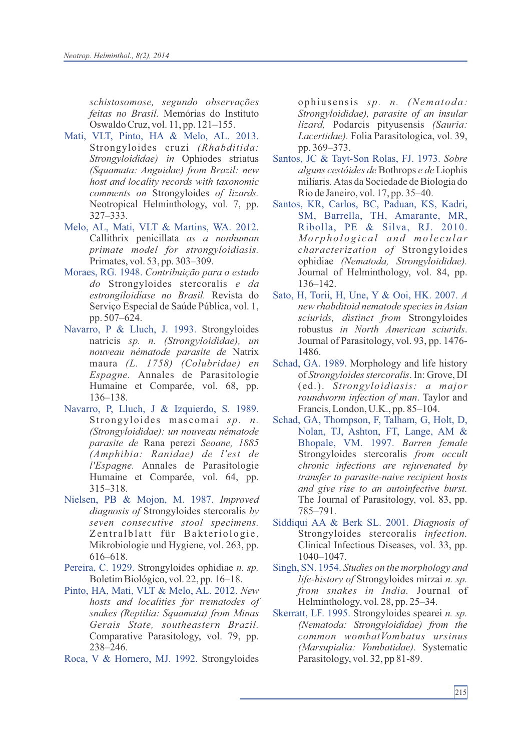*schistosomose, segundo observações feitas no Brasil.* Memórias do Instituto Oswaldo Cruz, vol. 11, pp. 121–155.

Mati, VLT, Pinto, HA & Melo, AL. 2013. Strongyloides cruzi *(Rhabditida: Strongyloididae) in* Ophiodes striatus *(Squamata: Anguidae) from Brazil: new host and locality records with taxonomic comments on* Strongyloides *of lizards.* Neotropical Helminthology, vol. 7, pp. 327–333.

Melo, AL, Mati, VLT & Martins, WA. 2012. Callithrix penicillata *as a nonhuman primate model for strongyloidiasis.* Primates, vol. 53, pp. 303–309.

Moraes, RG. 1948. *Contribuição para o estudo do* Strongyloides stercoralis *e da estrongiloidíase no Brasil.* Revista do Serviço Especial de Saúde Pública, vol. 1, pp. 507–624.

Navarro, P & Lluch, J. 1993. Strongyloides natricis *sp. n. (Strongyloididae), un nouveau nématode parasite de* Natrix maura *(L. 1758) (Colubridae) en Espagne.* Annales de Parasitologie Humaine et Comparée, vol. 68, pp. 136–138.

Navarro, P, Lluch, J & Izquierdo, S. 1989. Strongyloides mascomai *sp. n. (Strongyloididae): un nouveau nématode parasite de* Rana perezi *Seoane, 1885 (Amphibia: Ranidae) de l'est de l'Espagne.* Annales de Parasitologie Humaine et Comparée, vol. 64, pp. 315–318.

Nielsen, PB & Mojon, M. 1987. *Improved diagnosis of* Strongyloides stercoralis *by seven consecutive stool specimens.* Zentralblatt für Bakteriologie, Mikrobiologie und Hygiene, vol. 263, pp. 616–618.

Pereira, C. 1929. Strongyloides ophidiae *n. sp.* Boletim Biológico, vol. 22, pp. 16–18.

Pinto, HA, Mati, VLT & Melo, AL. 2012. *New hosts and localities for trematodes of snakes (Reptilia: Squamata) from Minas Gerais State, southeastern Brazil.* Comparative Parasitology, vol. 79, pp. 238–246.

Roca, V & Hornero, MJ. 1992. Strongyloides ophiusensis *sp. n. (Nematoda: Strongyloididae), parasite of an insular lizard,* Podarcis pityusensis *(Sauria: Lacertidae).* Folia Parasitologica, vol. 39, pp. 369–373.

Santos, JC & Tayt-Son Rolas, FJ. 1973. *Sobre alguns cestóides de* Bothrops *e de* Liophis miliaris*.* Atas da Sociedade de Biologia do Rio de Janeiro, vol. 17, pp. 35–40.

Santos, KR, Carlos, BC, Paduan, KS, Kadri, SM, Barrella, TH, Amarante, MR, Ribolla, PE & Silva, RJ. 2010. *Morphological and molecular characterization of* Strongyloides ophidiae *(Nematoda, Strongyloididae).* Journal of Helminthology, vol. 84, pp. 136–142.

Sato, H, Torii, H, Une, Y & Ooi, HK. 2007. *A new rhabditoid nematode species in Asian sciurids, distinct from* Strongyloides robustus *in North American sciurids.* Journal of Parasitology, vol. 93, pp. 1476-1486.

Schad, GA. 1989. Morphology and life history of *Strongyloides stercoralis*. In: Grove, DI (ed.). *Strongyloidiasis: a major roundworm infection of man.* Taylor and Francis, London, U.K., pp. 85–104.

Schad, GA, Thompson, F, Talham, G, Holt, D, Nolan, TJ, Ashton, FT, Lange, AM & Bhopale, VM. 1997. *Barren female* Strongyloides stercoralis *from occult chronic infections are rejuvenated by transfer to parasite-naive recipient hosts and give rise to an autoinfective burst.* The Journal of Parasitology, vol. 83, pp. 785–791.

Siddiqui AA & Berk SL. 2001. *Diagnosis of* Strongyloides stercoralis *infection.* Clinical Infectious Diseases, vol. 33, pp. 1040–1047.

Singh, SN. 1954. *Studies on the morphology and life-history of* Strongyloides mirzai *n. sp. from snakes in India.* Journal of Helminthology, vol. 28, pp. 25–34.

Skerratt, LF. 1995. Strongyloides spearei *n. sp. (Nematoda: Strongyloididae) from the common wombat Vombatus ursinus (Marsupialia: Vombatidae).* Systematic Parasitology, vol. 32, pp 81-89.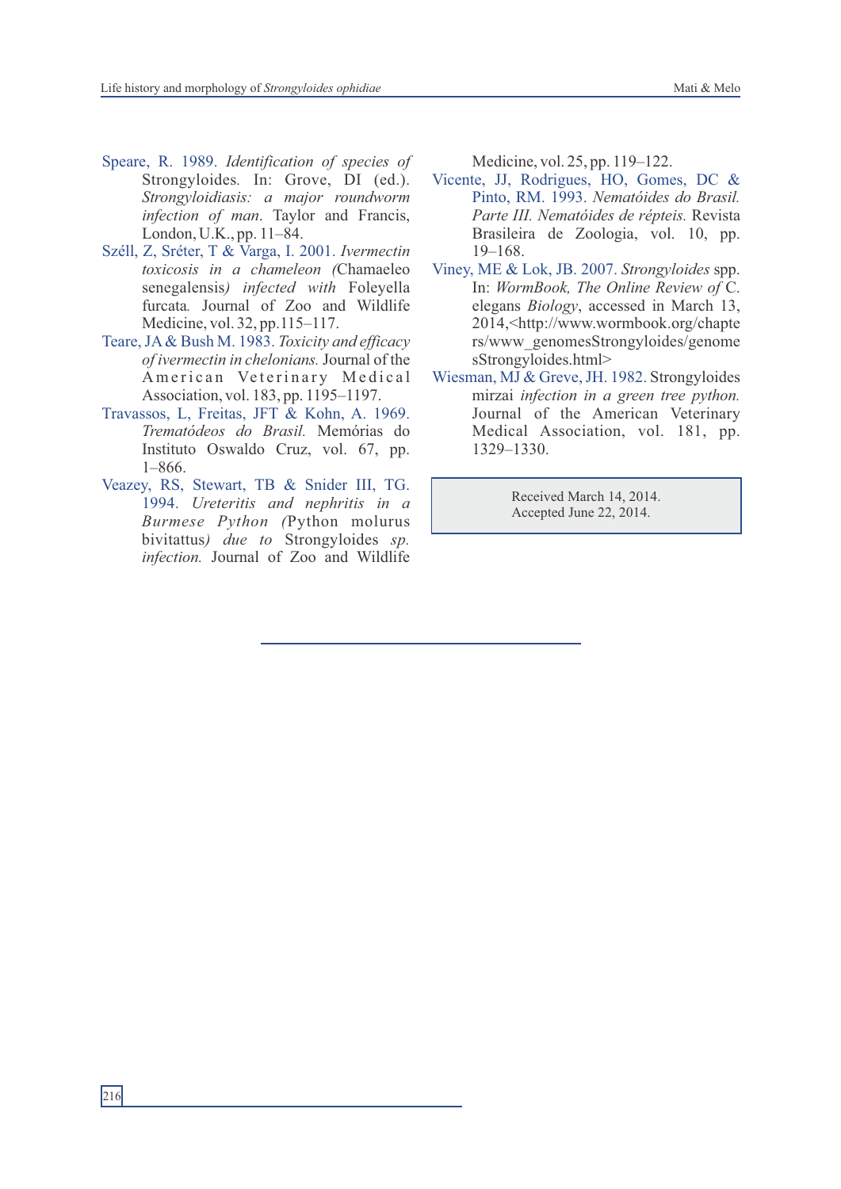Speare, R. 1989. *Identification of species of* Strongyloides. In: Grove, DI (ed.). *Strongyloidiasis: a major roundworm infection of man*. Taylor and Francis, London, U.K., pp. 11–84.

Széll, Z, Sréter, T & Varga, I. 2001. *Ivermectin toxicosis in a chameleon (*Chamaeleo senegalensis*) infected with* Foleyella furcata*.* Journal of Zoo and Wildlife Medicine, vol. 32, pp.115–117.

Teare, JA & Bush M. 1983. *Toxicity and efficacy of ivermectin in chelonians.* Journal of the American Veterinary Medical Association, vol. 183, pp. 1195–1197.

Travassos, L, Freitas, JFT & Kohn, A. 1969. *Trematódeos do Brasil.* Memórias do Instituto Oswaldo Cruz, vol. 67, pp. 1–866.

Veazey, RS, Stewart, TB & Snider III, TG. 1994. *Ureteritis and nephritis in a Burmese Python (*Python molurus bivitattus*) due to* Strongyloides *sp. infection.* Journal of Zoo and Wildlife Medicine, vol. 25, pp. 119–122.

Vicente, JJ, Rodrigues, HO, Gomes, DC & Pinto, RM. 1993. *Nematóides do Brasil. Parte III. Nematóides de répteis.* Revista Brasileira de Zoologia, vol. 10, pp. 19–168.

Viney, ME & Lok, JB. 2007. *Strongyloides* spp. In: *WormBook, The Online Review of* C. elegans *Biology*, accessed in March 13, 2014,<http://www.wormbook.org/chapters/www_genomesStrongyloides/genomesStrongyloides.html>

Wiesman, MJ & Greve, JH. 1982. Strongyloides mirzai *infection in a green tree python.* Journal of the American Veterinary Medical Association, vol. 181, pp. 1329–1330.

Received March 14, 2014.
Accepted June 22, 2014.